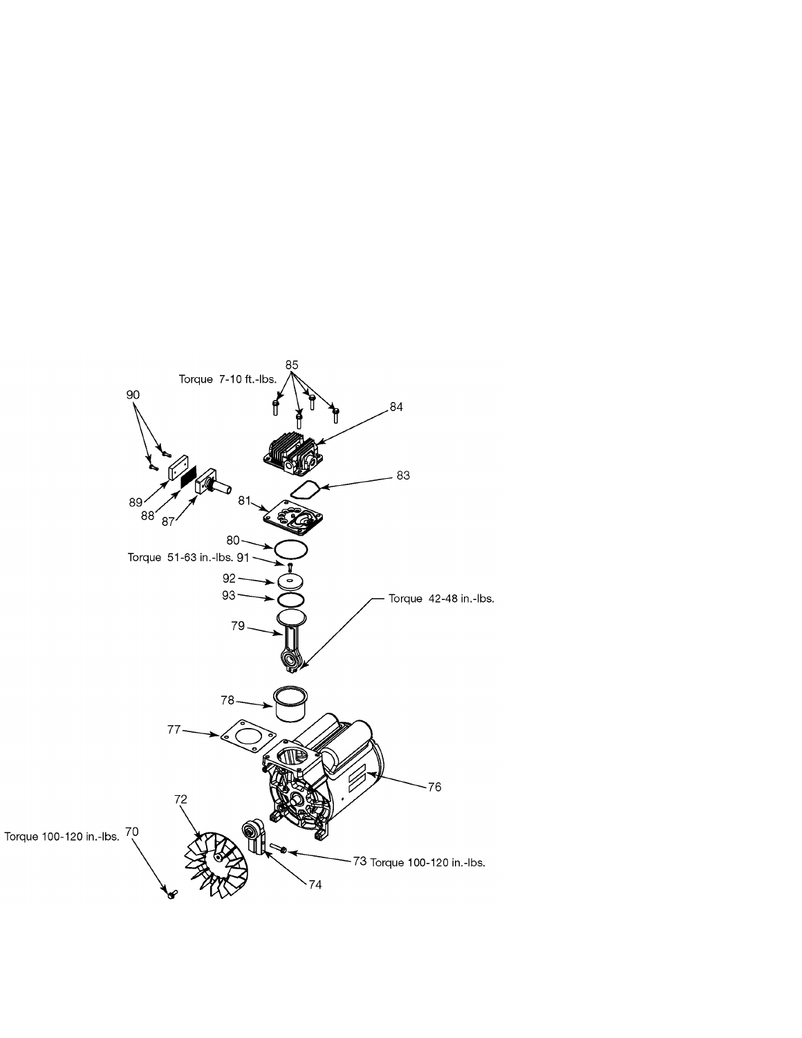85

Torque 7-10 ft.-lbs.

90

84

83

89

88

87

81

80

Torque 51-63 in.-lbs. 91

92

93

Torque 42-48 in.-lbs.

79

78

77

76

72

Torque 100-120 in.-lbs. 70

73 Torque 100-120 in.-lbs.

74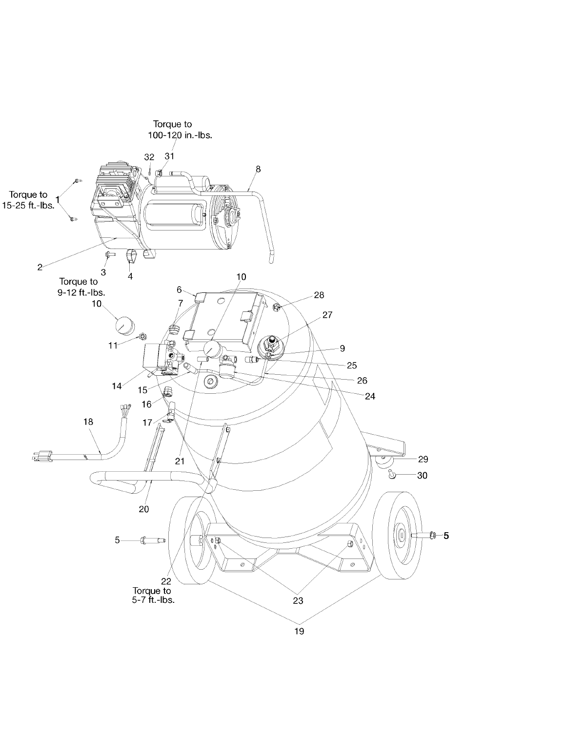Torque to
100-120 in.-lbs.

Torque to
15-25 ft.-lbs.

Torque to
9-12 ft.-lbs.

Torque to
5-7 ft.-lbs.

1 2 3 4 5 6 7 8 9 10 11 14 15 16 17 18 19 20 21 22 23 24 25 26 27 28 29 30 31 32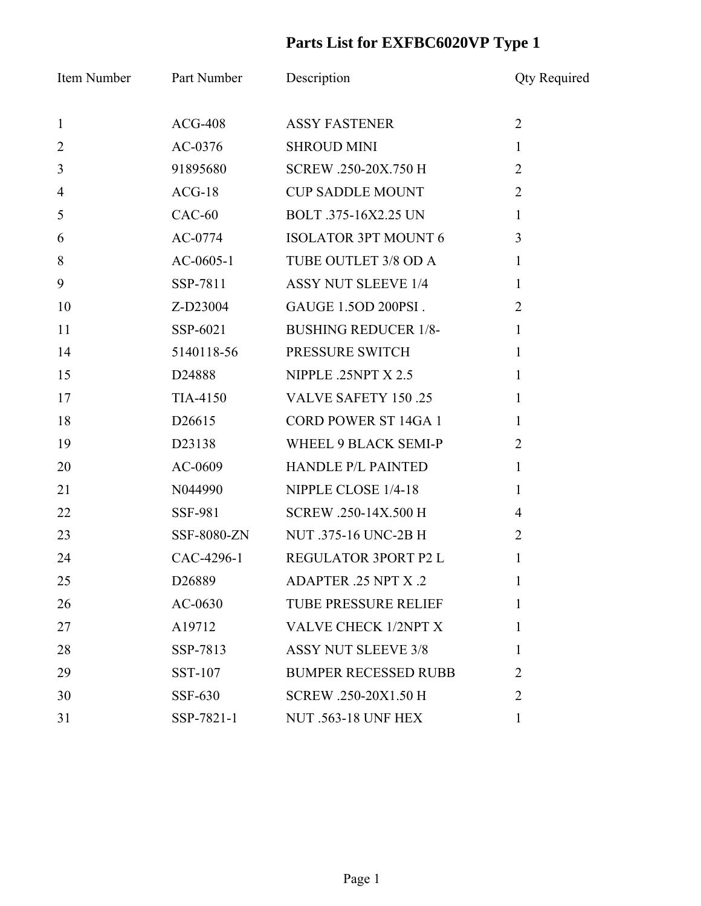# Parts List for EXFBC6020VP Type 1

| Item Number | Part Number | Description | Qty Required |
|---|---|---|---|
| 1 | ACG-408 | ASSY FASTENER | 2 |
| 2 | AC-0376 | SHROUD MINI | 1 |
| 3 | 91895680 | SCREW .250-20X.750 H | 2 |
| 4 | ACG-18 | CUP SADDLE MOUNT | 2 |
| 5 | CAC-60 | BOLT .375-16X2.25 UN | 1 |
| 6 | AC-0774 | ISOLATOR 3PT MOUNT 6 | 3 |
| 8 | AC-0605-1 | TUBE OUTLET 3/8 OD A | 1 |
| 9 | SSP-7811 | ASSY NUT SLEEVE 1/4 | 1 |
| 10 | Z-D23004 | GAUGE 1.5OD 200PSI . | 2 |
| 11 | SSP-6021 | BUSHING REDUCER 1/8- | 1 |
| 14 | 5140118-56 | PRESSURE SWITCH | 1 |
| 15 | D24888 | NIPPLE .25NPT X 2.5 | 1 |
| 17 | TIA-4150 | VALVE SAFETY 150 .25 | 1 |
| 18 | D26615 | CORD POWER ST 14GA 1 | 1 |
| 19 | D23138 | WHEEL 9 BLACK SEMI-P | 2 |
| 20 | AC-0609 | HANDLE P/L PAINTED | 1 |
| 21 | N044990 | NIPPLE CLOSE 1/4-18 | 1 |
| 22 | SSF-981 | SCREW .250-14X.500 H | 4 |
| 23 | SSF-8080-ZN | NUT .375-16 UNC-2B H | 2 |
| 24 | CAC-4296-1 | REGULATOR 3PORT P2 L | 1 |
| 25 | D26889 | ADAPTER .25 NPT X .2 | 1 |
| 26 | AC-0630 | TUBE PRESSURE RELIEF | 1 |
| 27 | A19712 | VALVE CHECK 1/2NPT X | 1 |
| 28 | SSP-7813 | ASSY NUT SLEEVE 3/8 | 1 |
| 29 | SST-107 | BUMPER RECESSED RUBB | 2 |
| 30 | SSF-630 | SCREW .250-20X1.50 H | 2 |
| 31 | SSP-7821-1 | NUT .563-18 UNF HEX | 1 |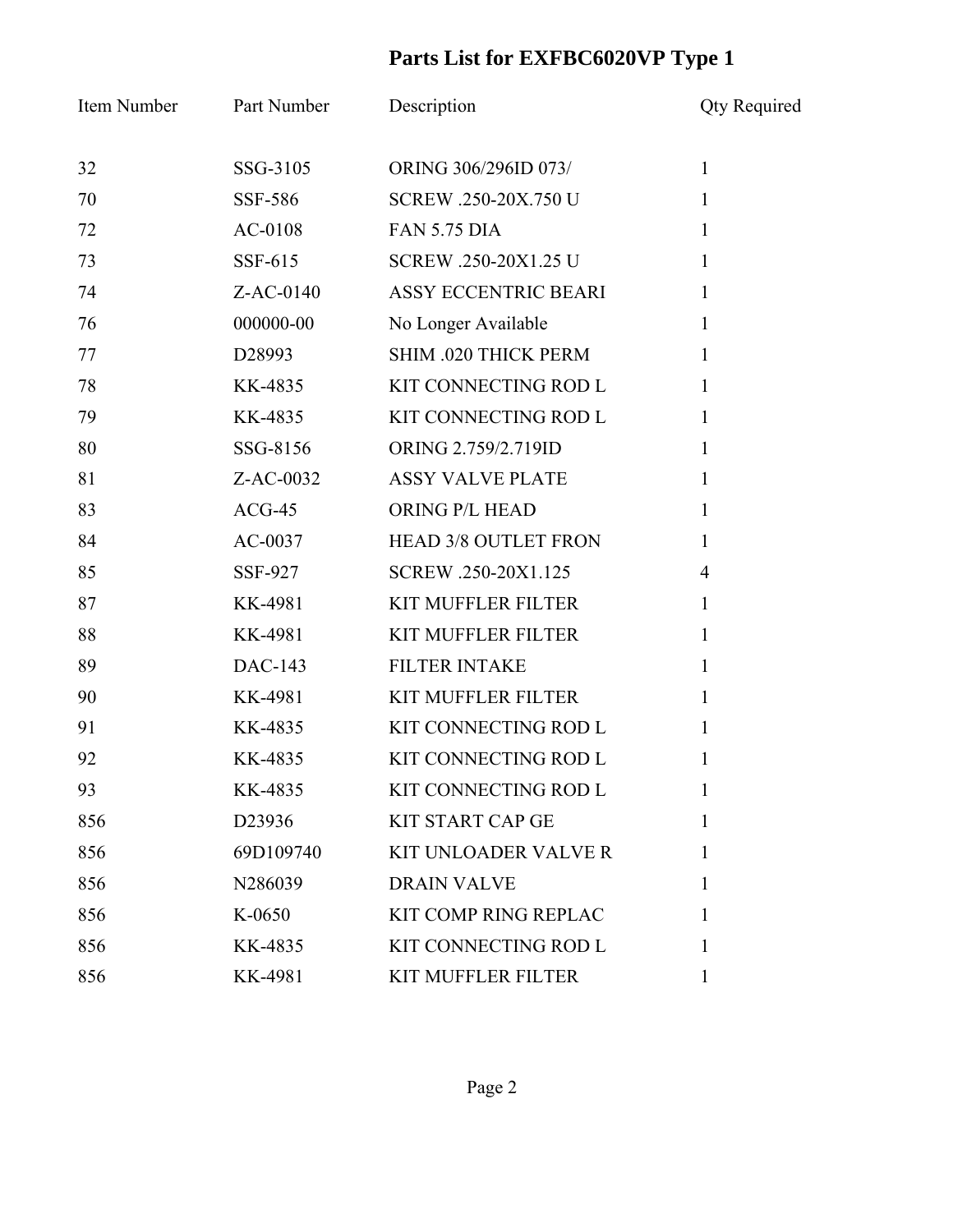# Parts List for EXFBC6020VP Type 1

| Item Number | Part Number | Description | Qty Required |
|---|---|---|---|
| 32 | SSG-3105 | ORING 306/296ID 073/ | 1 |
| 70 | SSF-586 | SCREW .250-20X.750 U | 1 |
| 72 | AC-0108 | FAN 5.75 DIA | 1 |
| 73 | SSF-615 | SCREW .250-20X1.25 U | 1 |
| 74 | Z-AC-0140 | ASSY ECCENTRIC BEARI | 1 |
| 76 | 000000-00 | No Longer Available | 1 |
| 77 | D28993 | SHIM .020 THICK PERM | 1 |
| 78 | KK-4835 | KIT CONNECTING ROD L | 1 |
| 79 | KK-4835 | KIT CONNECTING ROD L | 1 |
| 80 | SSG-8156 | ORING 2.759/2.719ID | 1 |
| 81 | Z-AC-0032 | ASSY VALVE PLATE | 1 |
| 83 | ACG-45 | ORING P/L HEAD | 1 |
| 84 | AC-0037 | HEAD 3/8 OUTLET FRON | 1 |
| 85 | SSF-927 | SCREW .250-20X1.125 | 4 |
| 87 | KK-4981 | KIT MUFFLER FILTER | 1 |
| 88 | KK-4981 | KIT MUFFLER FILTER | 1 |
| 89 | DAC-143 | FILTER INTAKE | 1 |
| 90 | KK-4981 | KIT MUFFLER FILTER | 1 |
| 91 | KK-4835 | KIT CONNECTING ROD L | 1 |
| 92 | KK-4835 | KIT CONNECTING ROD L | 1 |
| 93 | KK-4835 | KIT CONNECTING ROD L | 1 |
| 856 | D23936 | KIT START CAP GE | 1 |
| 856 | 69D109740 | KIT UNLOADER VALVE R | 1 |
| 856 | N286039 | DRAIN VALVE | 1 |
| 856 | K-0650 | KIT COMP RING REPLAC | 1 |
| 856 | KK-4835 | KIT CONNECTING ROD L | 1 |
| 856 | KK-4981 | KIT MUFFLER FILTER | 1 |